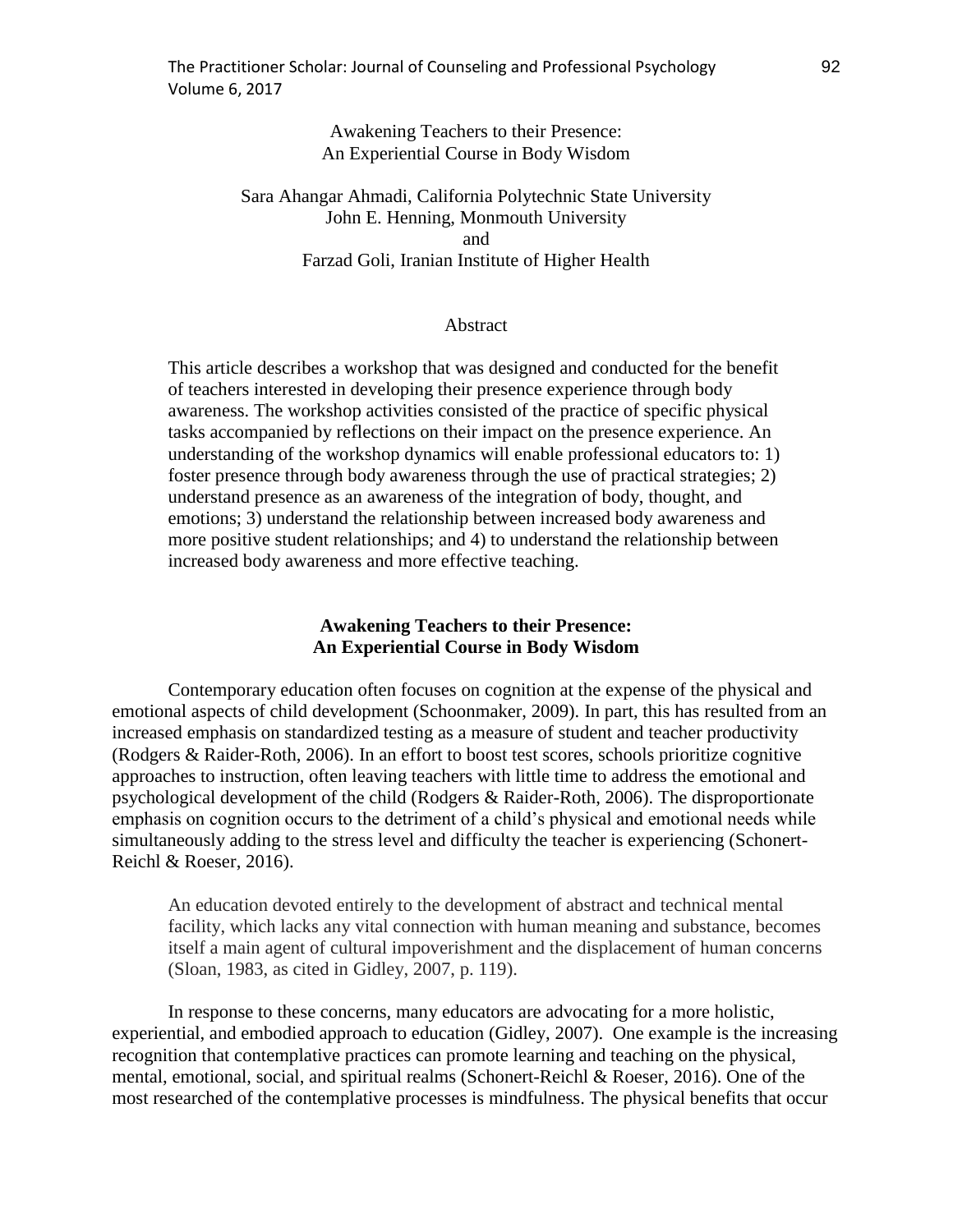# Awakening Teachers to their Presence: An Experiential Course in Body Wisdom

Sara Ahangar Ahmadi, California Polytechnic State University
John E. Henning, Monmouth University
and
Farzad Goli, Iranian Institute of Higher Health

## Abstract

This article describes a workshop that was designed and conducted for the benefit of teachers interested in developing their presence experience through body awareness. The workshop activities consisted of the practice of specific physical tasks accompanied by reflections on their impact on the presence experience. An understanding of the workshop dynamics will enable professional educators to: 1) foster presence through body awareness through the use of practical strategies; 2) understand presence as an awareness of the integration of body, thought, and emotions; 3) understand the relationship between increased body awareness and more positive student relationships; and 4) to understand the relationship between increased body awareness and more effective teaching.

## Awakening Teachers to their Presence: An Experiential Course in Body Wisdom

Contemporary education often focuses on cognition at the expense of the physical and emotional aspects of child development (Schoonmaker, 2009). In part, this has resulted from an increased emphasis on standardized testing as a measure of student and teacher productivity (Rodgers & Raider-Roth, 2006). In an effort to boost test scores, schools prioritize cognitive approaches to instruction, often leaving teachers with little time to address the emotional and psychological development of the child (Rodgers & Raider-Roth, 2006). The disproportionate emphasis on cognition occurs to the detriment of a child's physical and emotional needs while simultaneously adding to the stress level and difficulty the teacher is experiencing (Schonert-Reichl & Roeser, 2016).

> An education devoted entirely to the development of abstract and technical mental facility, which lacks any vital connection with human meaning and substance, becomes itself a main agent of cultural impoverishment and the displacement of human concerns (Sloan, 1983, as cited in Gidley, 2007, p. 119).

In response to these concerns, many educators are advocating for a more holistic, experiential, and embodied approach to education (Gidley, 2007). One example is the increasing recognition that contemplative practices can promote learning and teaching on the physical, mental, emotional, social, and spiritual realms (Schonert-Reichl & Roeser, 2016). One of the most researched of the contemplative processes is mindfulness. The physical benefits that occur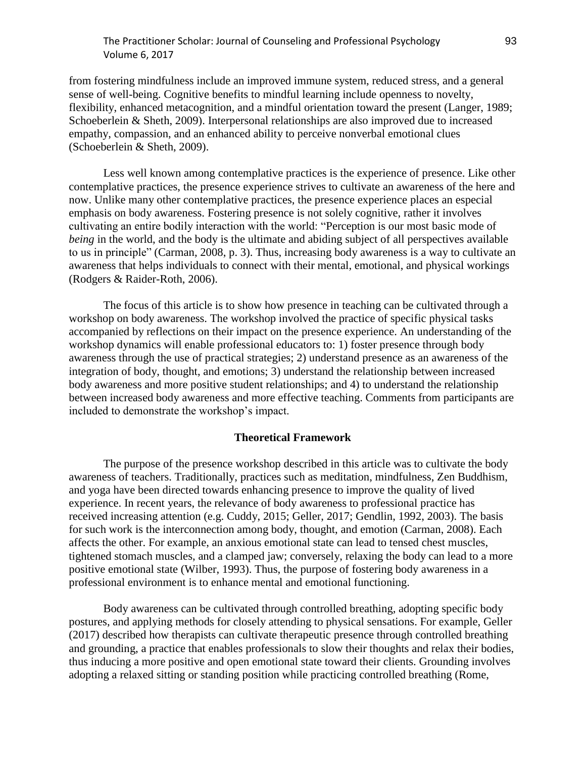from fostering mindfulness include an improved immune system, reduced stress, and a general sense of well-being. Cognitive benefits to mindful learning include openness to novelty, flexibility, enhanced metacognition, and a mindful orientation toward the present (Langer, 1989; Schoeberlein & Sheth, 2009). Interpersonal relationships are also improved due to increased empathy, compassion, and an enhanced ability to perceive nonverbal emotional clues (Schoeberlein & Sheth, 2009).

Less well known among contemplative practices is the experience of presence. Like other contemplative practices, the presence experience strives to cultivate an awareness of the here and now. Unlike many other contemplative practices, the presence experience places an especial emphasis on body awareness. Fostering presence is not solely cognitive, rather it involves cultivating an entire bodily interaction with the world: "Perception is our most basic mode of *being* in the world, and the body is the ultimate and abiding subject of all perspectives available to us in principle" (Carman, 2008, p. 3). Thus, increasing body awareness is a way to cultivate an awareness that helps individuals to connect with their mental, emotional, and physical workings (Rodgers & Raider-Roth, 2006).

The focus of this article is to show how presence in teaching can be cultivated through a workshop on body awareness. The workshop involved the practice of specific physical tasks accompanied by reflections on their impact on the presence experience. An understanding of the workshop dynamics will enable professional educators to: 1) foster presence through body awareness through the use of practical strategies; 2) understand presence as an awareness of the integration of body, thought, and emotions; 3) understand the relationship between increased body awareness and more positive student relationships; and 4) to understand the relationship between increased body awareness and more effective teaching. Comments from participants are included to demonstrate the workshop's impact.

## Theoretical Framework

The purpose of the presence workshop described in this article was to cultivate the body awareness of teachers. Traditionally, practices such as meditation, mindfulness, Zen Buddhism, and yoga have been directed towards enhancing presence to improve the quality of lived experience. In recent years, the relevance of body awareness to professional practice has received increasing attention (e.g. Cuddy, 2015; Geller, 2017; Gendlin, 1992, 2003). The basis for such work is the interconnection among body, thought, and emotion (Carman, 2008). Each affects the other. For example, an anxious emotional state can lead to tensed chest muscles, tightened stomach muscles, and a clamped jaw; conversely, relaxing the body can lead to a more positive emotional state (Wilber, 1993). Thus, the purpose of fostering body awareness in a professional environment is to enhance mental and emotional functioning.

Body awareness can be cultivated through controlled breathing, adopting specific body postures, and applying methods for closely attending to physical sensations. For example, Geller (2017) described how therapists can cultivate therapeutic presence through controlled breathing and grounding, a practice that enables professionals to slow their thoughts and relax their bodies, thus inducing a more positive and open emotional state toward their clients. Grounding involves adopting a relaxed sitting or standing position while practicing controlled breathing (Rome,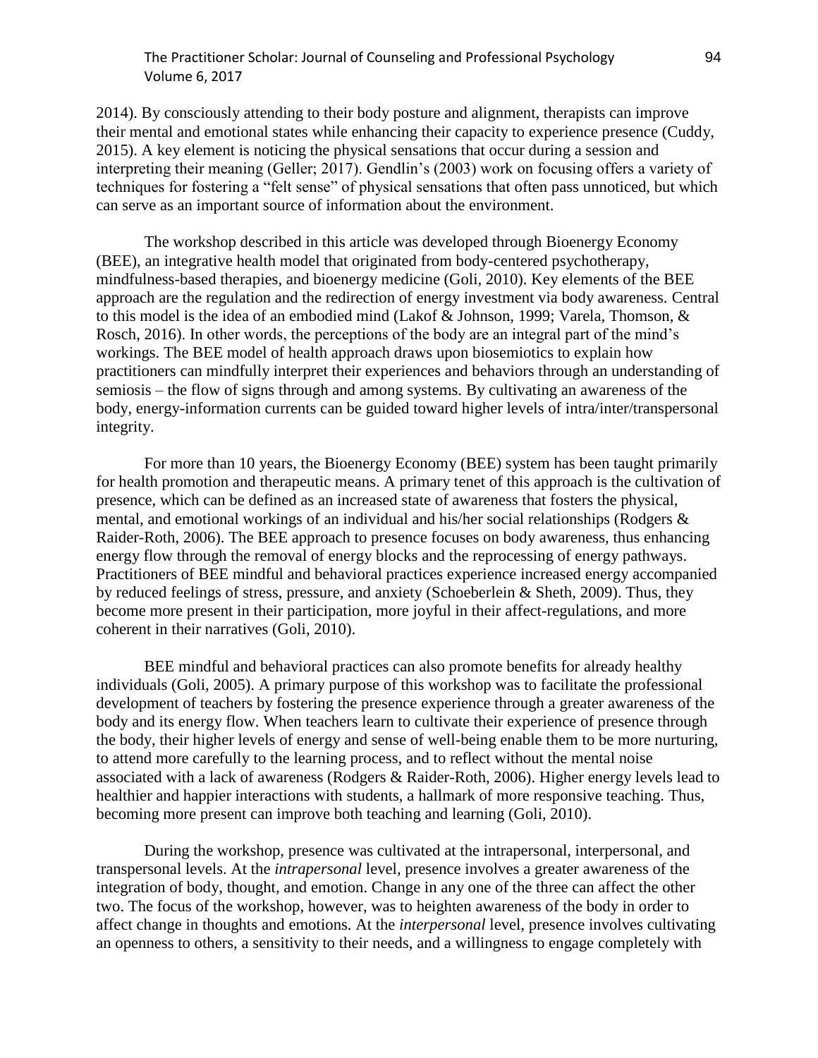2014). By consciously attending to their body posture and alignment, therapists can improve their mental and emotional states while enhancing their capacity to experience presence (Cuddy, 2015). A key element is noticing the physical sensations that occur during a session and interpreting their meaning (Geller; 2017). Gendlin's (2003) work on focusing offers a variety of techniques for fostering a "felt sense" of physical sensations that often pass unnoticed, but which can serve as an important source of information about the environment.

The workshop described in this article was developed through Bioenergy Economy (BEE), an integrative health model that originated from body-centered psychotherapy, mindfulness-based therapies, and bioenergy medicine (Goli, 2010). Key elements of the BEE approach are the regulation and the redirection of energy investment via body awareness. Central to this model is the idea of an embodied mind (Lakof & Johnson, 1999; Varela, Thomson, & Rosch, 2016). In other words, the perceptions of the body are an integral part of the mind's workings. The BEE model of health approach draws upon biosemiotics to explain how practitioners can mindfully interpret their experiences and behaviors through an understanding of semiosis – the flow of signs through and among systems. By cultivating an awareness of the body, energy-information currents can be guided toward higher levels of intra/inter/transpersonal integrity.

For more than 10 years, the Bioenergy Economy (BEE) system has been taught primarily for health promotion and therapeutic means. A primary tenet of this approach is the cultivation of presence, which can be defined as an increased state of awareness that fosters the physical, mental, and emotional workings of an individual and his/her social relationships (Rodgers & Raider-Roth, 2006). The BEE approach to presence focuses on body awareness, thus enhancing energy flow through the removal of energy blocks and the reprocessing of energy pathways. Practitioners of BEE mindful and behavioral practices experience increased energy accompanied by reduced feelings of stress, pressure, and anxiety (Schoeberlein & Sheth, 2009). Thus, they become more present in their participation, more joyful in their affect-regulations, and more coherent in their narratives (Goli, 2010).

BEE mindful and behavioral practices can also promote benefits for already healthy individuals (Goli, 2005). A primary purpose of this workshop was to facilitate the professional development of teachers by fostering the presence experience through a greater awareness of the body and its energy flow. When teachers learn to cultivate their experience of presence through the body, their higher levels of energy and sense of well-being enable them to be more nurturing, to attend more carefully to the learning process, and to reflect without the mental noise associated with a lack of awareness (Rodgers & Raider-Roth, 2006). Higher energy levels lead to healthier and happier interactions with students, a hallmark of more responsive teaching. Thus, becoming more present can improve both teaching and learning (Goli, 2010).

During the workshop, presence was cultivated at the intrapersonal, interpersonal, and transpersonal levels. At the *intrapersonal* level, presence involves a greater awareness of the integration of body, thought, and emotion. Change in any one of the three can affect the other two. The focus of the workshop, however, was to heighten awareness of the body in order to affect change in thoughts and emotions. At the *interpersonal* level, presence involves cultivating an openness to others, a sensitivity to their needs, and a willingness to engage completely with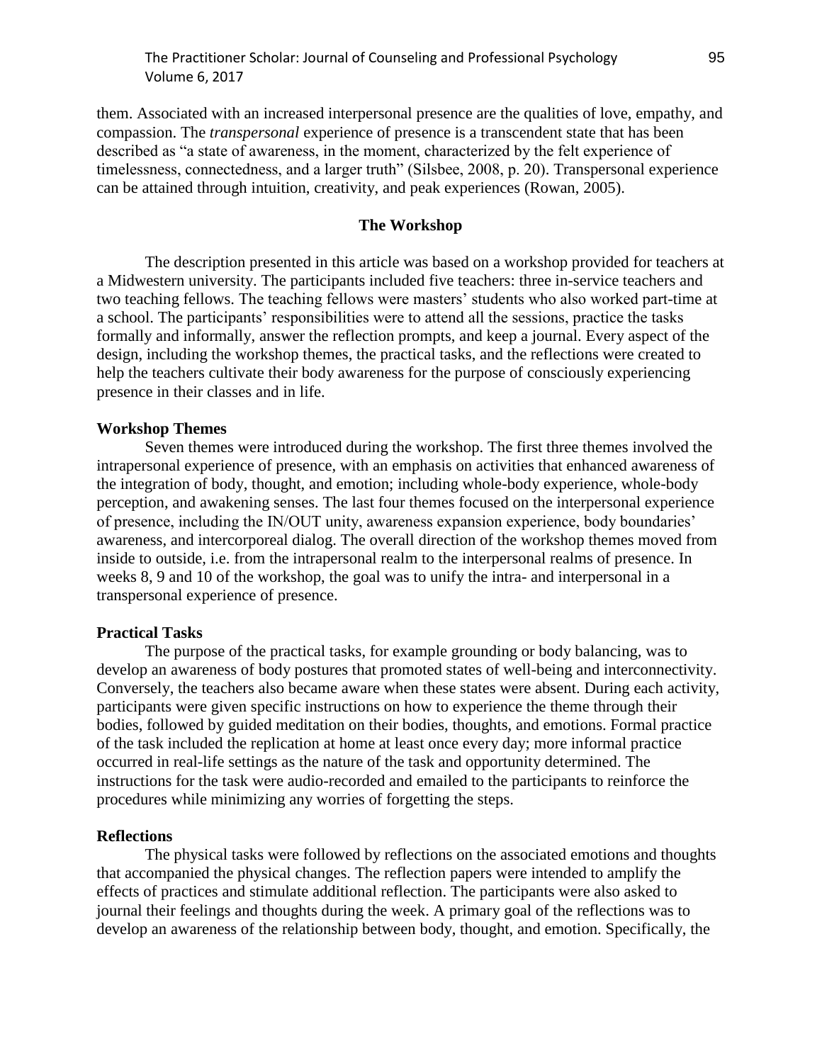them. Associated with an increased interpersonal presence are the qualities of love, empathy, and compassion. The *transpersonal* experience of presence is a transcendent state that has been described as "a state of awareness, in the moment, characterized by the felt experience of timelessness, connectedness, and a larger truth" (Silsbee, 2008, p. 20). Transpersonal experience can be attained through intuition, creativity, and peak experiences (Rowan, 2005).

## The Workshop

The description presented in this article was based on a workshop provided for teachers at a Midwestern university. The participants included five teachers: three in-service teachers and two teaching fellows. The teaching fellows were masters' students who also worked part-time at a school. The participants' responsibilities were to attend all the sessions, practice the tasks formally and informally, answer the reflection prompts, and keep a journal. Every aspect of the design, including the workshop themes, the practical tasks, and the reflections were created to help the teachers cultivate their body awareness for the purpose of consciously experiencing presence in their classes and in life.

### Workshop Themes

Seven themes were introduced during the workshop. The first three themes involved the intrapersonal experience of presence, with an emphasis on activities that enhanced awareness of the integration of body, thought, and emotion; including whole-body experience, whole-body perception, and awakening senses. The last four themes focused on the interpersonal experience of presence, including the IN/OUT unity, awareness expansion experience, body boundaries' awareness, and intercorporeal dialog. The overall direction of the workshop themes moved from inside to outside, i.e. from the intrapersonal realm to the interpersonal realms of presence. In weeks 8, 9 and 10 of the workshop, the goal was to unify the intra- and interpersonal in a transpersonal experience of presence.

### Practical Tasks

The purpose of the practical tasks, for example grounding or body balancing, was to develop an awareness of body postures that promoted states of well-being and interconnectivity. Conversely, the teachers also became aware when these states were absent. During each activity, participants were given specific instructions on how to experience the theme through their bodies, followed by guided meditation on their bodies, thoughts, and emotions. Formal practice of the task included the replication at home at least once every day; more informal practice occurred in real-life settings as the nature of the task and opportunity determined. The instructions for the task were audio-recorded and emailed to the participants to reinforce the procedures while minimizing any worries of forgetting the steps.

### Reflections

The physical tasks were followed by reflections on the associated emotions and thoughts that accompanied the physical changes. The reflection papers were intended to amplify the effects of practices and stimulate additional reflection. The participants were also asked to journal their feelings and thoughts during the week. A primary goal of the reflections was to develop an awareness of the relationship between body, thought, and emotion. Specifically, the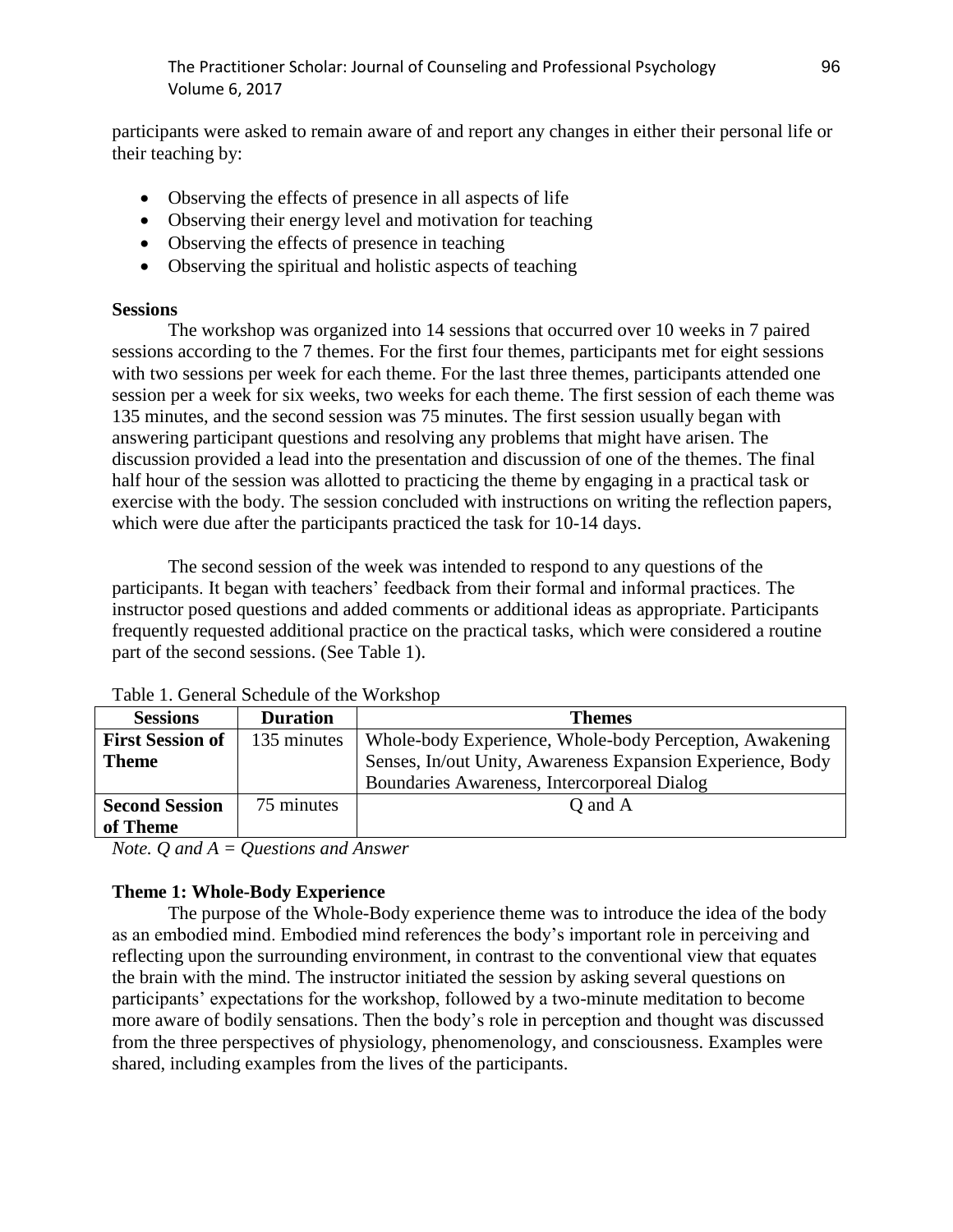participants were asked to remain aware of and report any changes in either their personal life or their teaching by:

- Observing the effects of presence in all aspects of life
- Observing their energy level and motivation for teaching
- Observing the effects of presence in teaching
- Observing the spiritual and holistic aspects of teaching

**Sessions**

The workshop was organized into 14 sessions that occurred over 10 weeks in 7 paired sessions according to the 7 themes. For the first four themes, participants met for eight sessions with two sessions per week for each theme. For the last three themes, participants attended one session per a week for six weeks, two weeks for each theme. The first session of each theme was 135 minutes, and the second session was 75 minutes. The first session usually began with answering participant questions and resolving any problems that might have arisen. The discussion provided a lead into the presentation and discussion of one of the themes. The final half hour of the session was allotted to practicing the theme by engaging in a practical task or exercise with the body. The session concluded with instructions on writing the reflection papers, which were due after the participants practiced the task for 10-14 days.

The second session of the week was intended to respond to any questions of the participants. It began with teachers' feedback from their formal and informal practices. The instructor posed questions and added comments or additional ideas as appropriate. Participants frequently requested additional practice on the practical tasks, which were considered a routine part of the second sessions. (See Table 1).

Table 1. General Schedule of the Workshop

| Sessions | Duration | Themes |
|---|---|---|
| **First Session of Theme** | 135 minutes | Whole-body Experience, Whole-body Perception, Awakening Senses, In/out Unity, Awareness Expansion Experience, Body Boundaries Awareness, Intercorporeal Dialog |
| **Second Session of Theme** | 75 minutes | Q and A |

*Note. Q and A = Questions and Answer*

**Theme 1: Whole-Body Experience**

The purpose of the Whole-Body experience theme was to introduce the idea of the body as an embodied mind. Embodied mind references the body's important role in perceiving and reflecting upon the surrounding environment, in contrast to the conventional view that equates the brain with the mind. The instructor initiated the session by asking several questions on participants' expectations for the workshop, followed by a two-minute meditation to become more aware of bodily sensations. Then the body's role in perception and thought was discussed from the three perspectives of physiology, phenomenology, and consciousness. Examples were shared, including examples from the lives of the participants.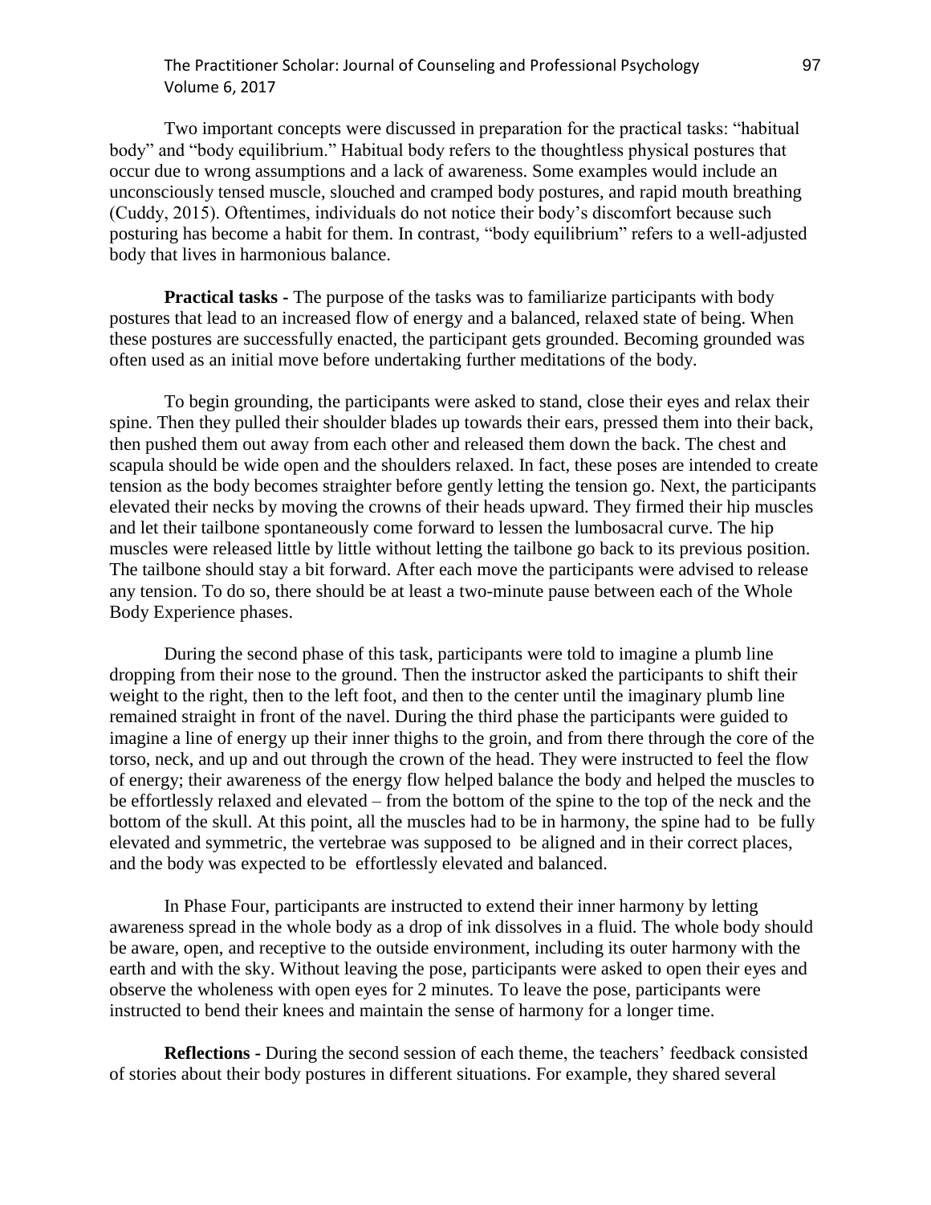Two important concepts were discussed in preparation for the practical tasks: "habitual body" and "body equilibrium." Habitual body refers to the thoughtless physical postures that occur due to wrong assumptions and a lack of awareness. Some examples would include an unconsciously tensed muscle, slouched and cramped body postures, and rapid mouth breathing (Cuddy, 2015). Oftentimes, individuals do not notice their body's discomfort because such posturing has become a habit for them. In contrast, "body equilibrium" refers to a well-adjusted body that lives in harmonious balance.

**Practical tasks -** The purpose of the tasks was to familiarize participants with body postures that lead to an increased flow of energy and a balanced, relaxed state of being. When these postures are successfully enacted, the participant gets grounded. Becoming grounded was often used as an initial move before undertaking further meditations of the body.

To begin grounding, the participants were asked to stand, close their eyes and relax their spine. Then they pulled their shoulder blades up towards their ears, pressed them into their back, then pushed them out away from each other and released them down the back. The chest and scapula should be wide open and the shoulders relaxed. In fact, these poses are intended to create tension as the body becomes straighter before gently letting the tension go. Next, the participants elevated their necks by moving the crowns of their heads upward. They firmed their hip muscles and let their tailbone spontaneously come forward to lessen the lumbosacral curve. The hip muscles were released little by little without letting the tailbone go back to its previous position. The tailbone should stay a bit forward. After each move the participants were advised to release any tension. To do so, there should be at least a two-minute pause between each of the Whole Body Experience phases.

During the second phase of this task, participants were told to imagine a plumb line dropping from their nose to the ground. Then the instructor asked the participants to shift their weight to the right, then to the left foot, and then to the center until the imaginary plumb line remained straight in front of the navel. During the third phase the participants were guided to imagine a line of energy up their inner thighs to the groin, and from there through the core of the torso, neck, and up and out through the crown of the head. They were instructed to feel the flow of energy; their awareness of the energy flow helped balance the body and helped the muscles to be effortlessly relaxed and elevated – from the bottom of the spine to the top of the neck and the bottom of the skull. At this point, all the muscles had to be in harmony, the spine had to be fully elevated and symmetric, the vertebrae was supposed to be aligned and in their correct places, and the body was expected to be effortlessly elevated and balanced.

In Phase Four, participants are instructed to extend their inner harmony by letting awareness spread in the whole body as a drop of ink dissolves in a fluid. The whole body should be aware, open, and receptive to the outside environment, including its outer harmony with the earth and with the sky. Without leaving the pose, participants were asked to open their eyes and observe the wholeness with open eyes for 2 minutes. To leave the pose, participants were instructed to bend their knees and maintain the sense of harmony for a longer time.

**Reflections -** During the second session of each theme, the teachers' feedback consisted of stories about their body postures in different situations. For example, they shared several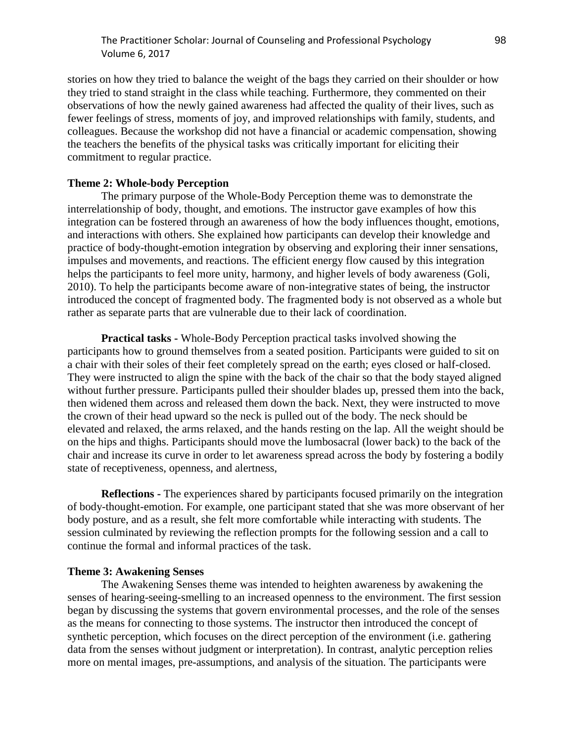stories on how they tried to balance the weight of the bags they carried on their shoulder or how they tried to stand straight in the class while teaching. Furthermore, they commented on their observations of how the newly gained awareness had affected the quality of their lives, such as fewer feelings of stress, moments of joy, and improved relationships with family, students, and colleagues. Because the workshop did not have a financial or academic compensation, showing the teachers the benefits of the physical tasks was critically important for eliciting their commitment to regular practice.

**Theme 2: Whole-body Perception**

The primary purpose of the Whole-Body Perception theme was to demonstrate the interrelationship of body, thought, and emotions. The instructor gave examples of how this integration can be fostered through an awareness of how the body influences thought, emotions, and interactions with others. She explained how participants can develop their knowledge and practice of body-thought-emotion integration by observing and exploring their inner sensations, impulses and movements, and reactions. The efficient energy flow caused by this integration helps the participants to feel more unity, harmony, and higher levels of body awareness (Goli, 2010). To help the participants become aware of non-integrative states of being, the instructor introduced the concept of fragmented body. The fragmented body is not observed as a whole but rather as separate parts that are vulnerable due to their lack of coordination.

**Practical tasks -** Whole-Body Perception practical tasks involved showing the participants how to ground themselves from a seated position. Participants were guided to sit on a chair with their soles of their feet completely spread on the earth; eyes closed or half-closed. They were instructed to align the spine with the back of the chair so that the body stayed aligned without further pressure. Participants pulled their shoulder blades up, pressed them into the back, then widened them across and released them down the back. Next, they were instructed to move the crown of their head upward so the neck is pulled out of the body. The neck should be elevated and relaxed, the arms relaxed, and the hands resting on the lap. All the weight should be on the hips and thighs. Participants should move the lumbosacral (lower back) to the back of the chair and increase its curve in order to let awareness spread across the body by fostering a bodily state of receptiveness, openness, and alertness,

**Reflections -** The experiences shared by participants focused primarily on the integration of body-thought-emotion. For example, one participant stated that she was more observant of her body posture, and as a result, she felt more comfortable while interacting with students. The session culminated by reviewing the reflection prompts for the following session and a call to continue the formal and informal practices of the task.

**Theme 3: Awakening Senses**

The Awakening Senses theme was intended to heighten awareness by awakening the senses of hearing-seeing-smelling to an increased openness to the environment. The first session began by discussing the systems that govern environmental processes, and the role of the senses as the means for connecting to those systems. The instructor then introduced the concept of synthetic perception, which focuses on the direct perception of the environment (i.e. gathering data from the senses without judgment or interpretation). In contrast, analytic perception relies more on mental images, pre-assumptions, and analysis of the situation. The participants were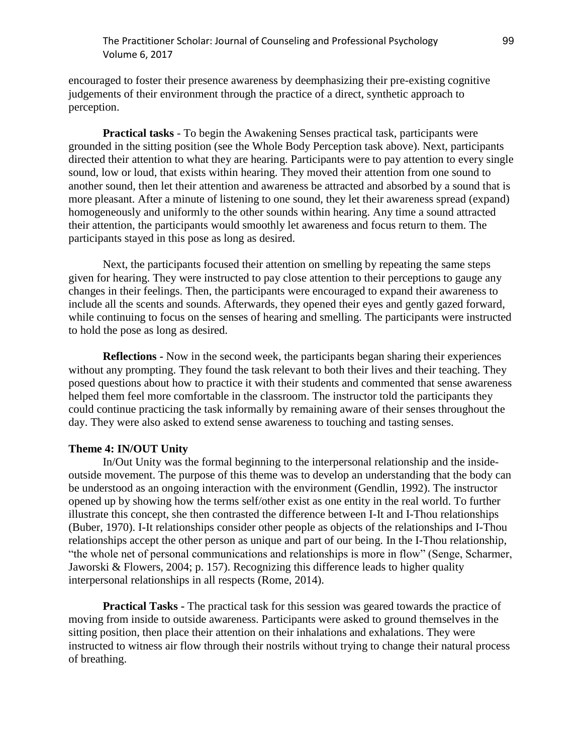encouraged to foster their presence awareness by deemphasizing their pre-existing cognitive judgements of their environment through the practice of a direct, synthetic approach to perception.

**Practical tasks** - To begin the Awakening Senses practical task, participants were grounded in the sitting position (see the Whole Body Perception task above). Next, participants directed their attention to what they are hearing. Participants were to pay attention to every single sound, low or loud, that exists within hearing. They moved their attention from one sound to another sound, then let their attention and awareness be attracted and absorbed by a sound that is more pleasant. After a minute of listening to one sound, they let their awareness spread (expand) homogeneously and uniformly to the other sounds within hearing. Any time a sound attracted their attention, the participants would smoothly let awareness and focus return to them. The participants stayed in this pose as long as desired.

Next, the participants focused their attention on smelling by repeating the same steps given for hearing. They were instructed to pay close attention to their perceptions to gauge any changes in their feelings. Then, the participants were encouraged to expand their awareness to include all the scents and sounds. Afterwards, they opened their eyes and gently gazed forward, while continuing to focus on the senses of hearing and smelling. The participants were instructed to hold the pose as long as desired.

**Reflections -** Now in the second week, the participants began sharing their experiences without any prompting. They found the task relevant to both their lives and their teaching. They posed questions about how to practice it with their students and commented that sense awareness helped them feel more comfortable in the classroom. The instructor told the participants they could continue practicing the task informally by remaining aware of their senses throughout the day. They were also asked to extend sense awareness to touching and tasting senses.

**Theme 4: IN/OUT Unity**

In/Out Unity was the formal beginning to the interpersonal relationship and the inside-outside movement. The purpose of this theme was to develop an understanding that the body can be understood as an ongoing interaction with the environment (Gendlin, 1992). The instructor opened up by showing how the terms self/other exist as one entity in the real world. To further illustrate this concept, she then contrasted the difference between I-It and I-Thou relationships (Buber, 1970). I-It relationships consider other people as objects of the relationships and I-Thou relationships accept the other person as unique and part of our being. In the I-Thou relationship, "the whole net of personal communications and relationships is more in flow" (Senge, Scharmer, Jaworski & Flowers, 2004; p. 157). Recognizing this difference leads to higher quality interpersonal relationships in all respects (Rome, 2014).

**Practical Tasks -** The practical task for this session was geared towards the practice of moving from inside to outside awareness. Participants were asked to ground themselves in the sitting position, then place their attention on their inhalations and exhalations. They were instructed to witness air flow through their nostrils without trying to change their natural process of breathing.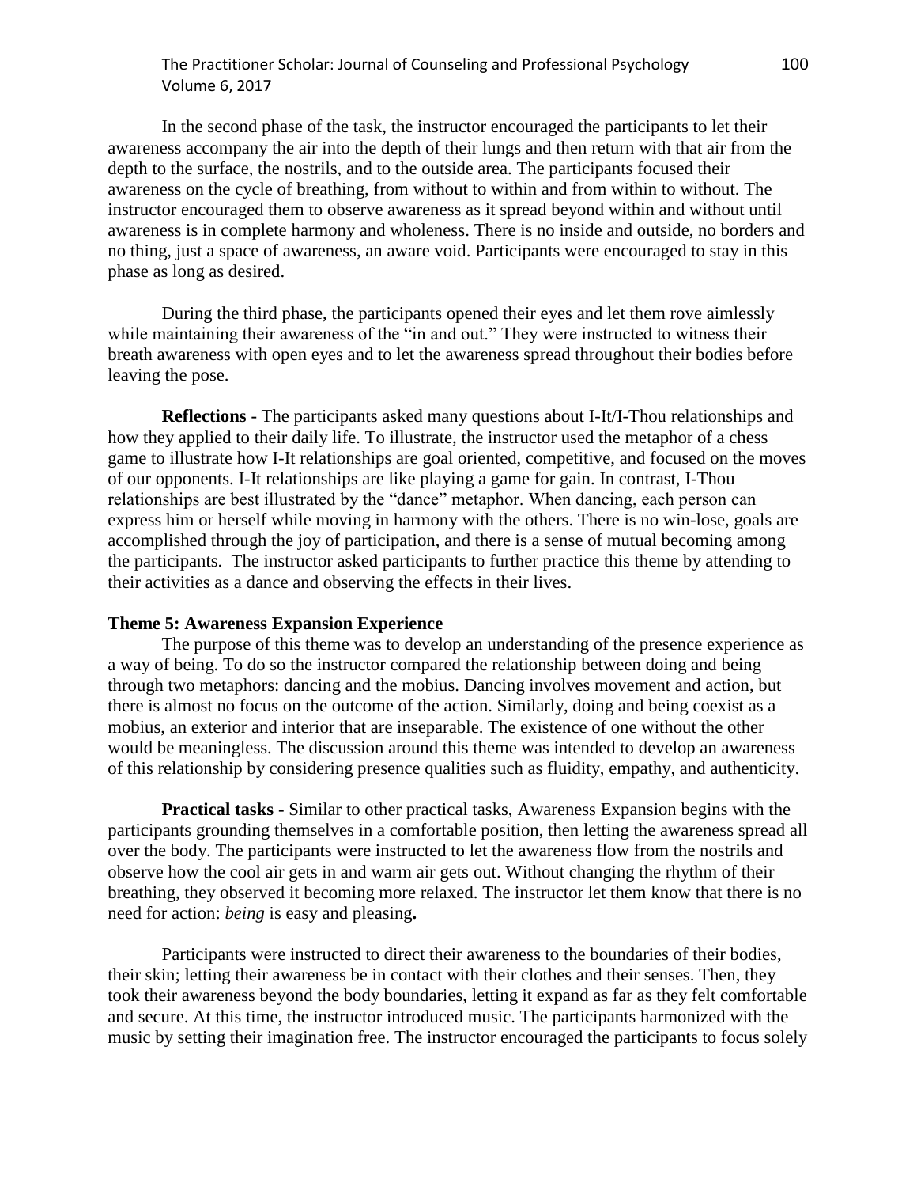In the second phase of the task, the instructor encouraged the participants to let their awareness accompany the air into the depth of their lungs and then return with that air from the depth to the surface, the nostrils, and to the outside area. The participants focused their awareness on the cycle of breathing, from without to within and from within to without. The instructor encouraged them to observe awareness as it spread beyond within and without until awareness is in complete harmony and wholeness. There is no inside and outside, no borders and no thing, just a space of awareness, an aware void. Participants were encouraged to stay in this phase as long as desired.

During the third phase, the participants opened their eyes and let them rove aimlessly while maintaining their awareness of the "in and out." They were instructed to witness their breath awareness with open eyes and to let the awareness spread throughout their bodies before leaving the pose.

**Reflections -** The participants asked many questions about I-It/I-Thou relationships and how they applied to their daily life. To illustrate, the instructor used the metaphor of a chess game to illustrate how I-It relationships are goal oriented, competitive, and focused on the moves of our opponents. I-It relationships are like playing a game for gain. In contrast, I-Thou relationships are best illustrated by the "dance" metaphor. When dancing, each person can express him or herself while moving in harmony with the others. There is no win-lose, goals are accomplished through the joy of participation, and there is a sense of mutual becoming among the participants. The instructor asked participants to further practice this theme by attending to their activities as a dance and observing the effects in their lives.

### Theme 5: Awareness Expansion Experience

The purpose of this theme was to develop an understanding of the presence experience as a way of being. To do so the instructor compared the relationship between doing and being through two metaphors: dancing and the mobius. Dancing involves movement and action, but there is almost no focus on the outcome of the action. Similarly, doing and being coexist as a mobius, an exterior and interior that are inseparable. The existence of one without the other would be meaningless. The discussion around this theme was intended to develop an awareness of this relationship by considering presence qualities such as fluidity, empathy, and authenticity.

**Practical tasks -** Similar to other practical tasks, Awareness Expansion begins with the participants grounding themselves in a comfortable position, then letting the awareness spread all over the body. The participants were instructed to let the awareness flow from the nostrils and observe how the cool air gets in and warm air gets out. Without changing the rhythm of their breathing, they observed it becoming more relaxed. The instructor let them know that there is no need for action: *being* is easy and pleasing**.**

Participants were instructed to direct their awareness to the boundaries of their bodies, their skin; letting their awareness be in contact with their clothes and their senses. Then, they took their awareness beyond the body boundaries, letting it expand as far as they felt comfortable and secure. At this time, the instructor introduced music. The participants harmonized with the music by setting their imagination free. The instructor encouraged the participants to focus solely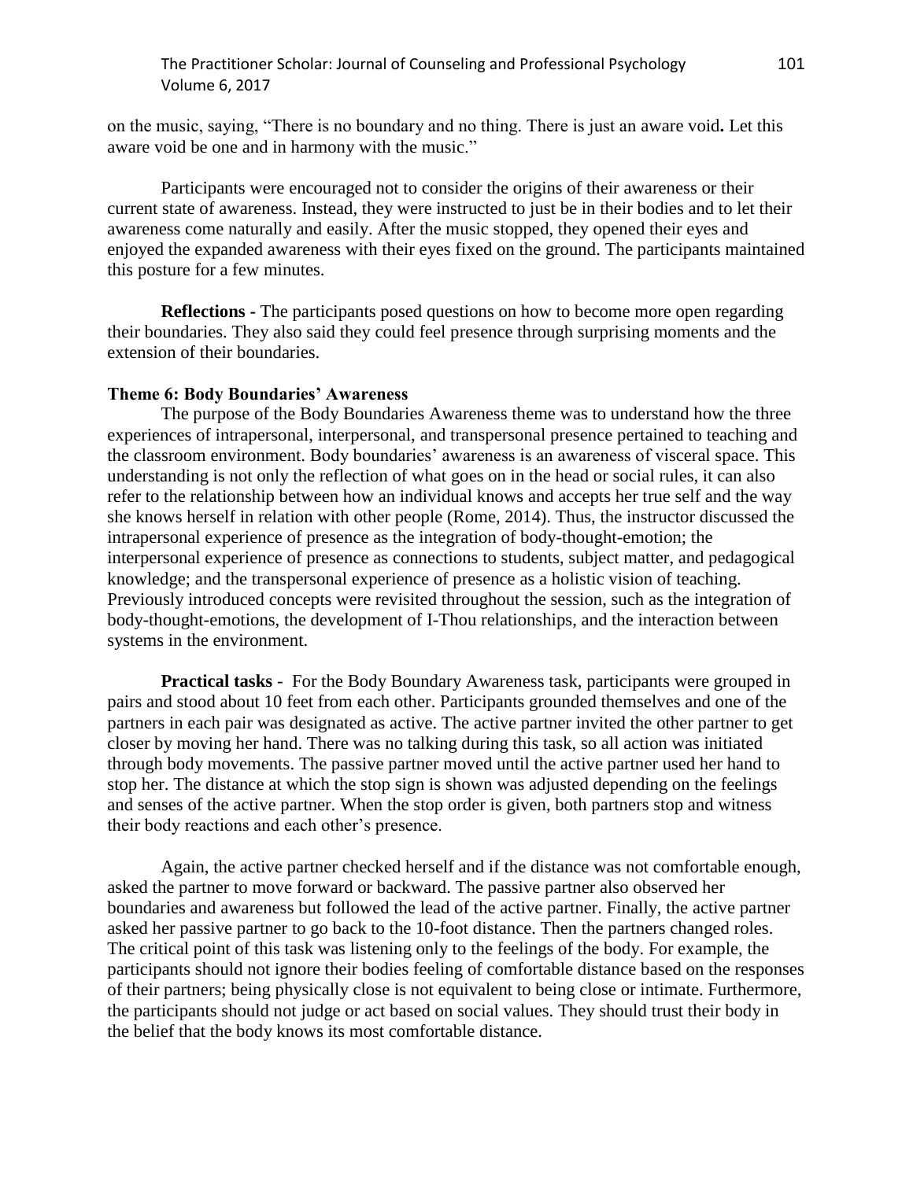on the music, saying, "There is no boundary and no thing. There is just an aware void**.** Let this aware void be one and in harmony with the music."

Participants were encouraged not to consider the origins of their awareness or their current state of awareness. Instead, they were instructed to just be in their bodies and to let their awareness come naturally and easily. After the music stopped, they opened their eyes and enjoyed the expanded awareness with their eyes fixed on the ground. The participants maintained this posture for a few minutes.

**Reflections -** The participants posed questions on how to become more open regarding their boundaries. They also said they could feel presence through surprising moments and the extension of their boundaries.

### Theme 6: Body Boundaries' Awareness

The purpose of the Body Boundaries Awareness theme was to understand how the three experiences of intrapersonal, interpersonal, and transpersonal presence pertained to teaching and the classroom environment. Body boundaries' awareness is an awareness of visceral space. This understanding is not only the reflection of what goes on in the head or social rules, it can also refer to the relationship between how an individual knows and accepts her true self and the way she knows herself in relation with other people (Rome, 2014). Thus, the instructor discussed the intrapersonal experience of presence as the integration of body-thought-emotion; the interpersonal experience of presence as connections to students, subject matter, and pedagogical knowledge; and the transpersonal experience of presence as a holistic vision of teaching. Previously introduced concepts were revisited throughout the session, such as the integration of body-thought-emotions, the development of I-Thou relationships, and the interaction between systems in the environment.

**Practical tasks** - For the Body Boundary Awareness task, participants were grouped in pairs and stood about 10 feet from each other. Participants grounded themselves and one of the partners in each pair was designated as active. The active partner invited the other partner to get closer by moving her hand. There was no talking during this task, so all action was initiated through body movements. The passive partner moved until the active partner used her hand to stop her. The distance at which the stop sign is shown was adjusted depending on the feelings and senses of the active partner. When the stop order is given, both partners stop and witness their body reactions and each other's presence.

Again, the active partner checked herself and if the distance was not comfortable enough, asked the partner to move forward or backward. The passive partner also observed her boundaries and awareness but followed the lead of the active partner. Finally, the active partner asked her passive partner to go back to the 10-foot distance. Then the partners changed roles. The critical point of this task was listening only to the feelings of the body. For example, the participants should not ignore their bodies feeling of comfortable distance based on the responses of their partners; being physically close is not equivalent to being close or intimate. Furthermore, the participants should not judge or act based on social values. They should trust their body in the belief that the body knows its most comfortable distance.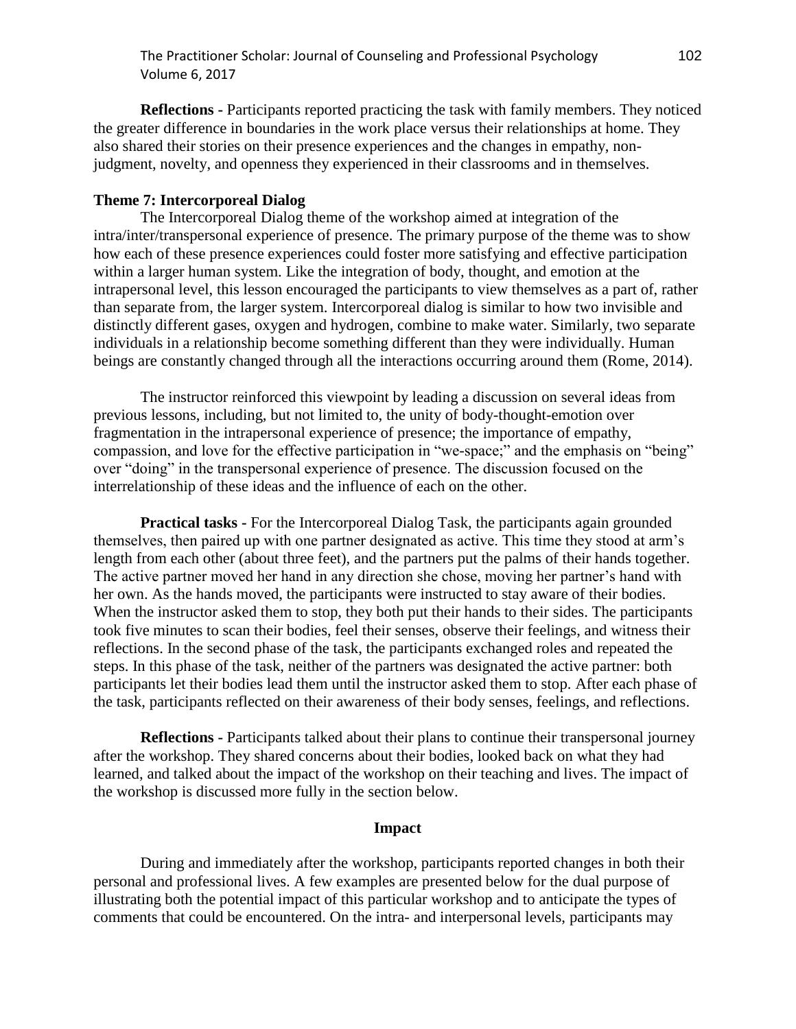**Reflections -** Participants reported practicing the task with family members. They noticed the greater difference in boundaries in the work place versus their relationships at home. They also shared their stories on their presence experiences and the changes in empathy, non-judgment, novelty, and openness they experienced in their classrooms and in themselves.

**Theme 7: Intercorporeal Dialog**

The Intercorporeal Dialog theme of the workshop aimed at integration of the intra/inter/transpersonal experience of presence. The primary purpose of the theme was to show how each of these presence experiences could foster more satisfying and effective participation within a larger human system. Like the integration of body, thought, and emotion at the intrapersonal level, this lesson encouraged the participants to view themselves as a part of, rather than separate from, the larger system. Intercorporeal dialog is similar to how two invisible and distinctly different gases, oxygen and hydrogen, combine to make water. Similarly, two separate individuals in a relationship become something different than they were individually. Human beings are constantly changed through all the interactions occurring around them (Rome, 2014).

The instructor reinforced this viewpoint by leading a discussion on several ideas from previous lessons, including, but not limited to, the unity of body-thought-emotion over fragmentation in the intrapersonal experience of presence; the importance of empathy, compassion, and love for the effective participation in "we-space;" and the emphasis on "being" over "doing" in the transpersonal experience of presence. The discussion focused on the interrelationship of these ideas and the influence of each on the other.

**Practical tasks -** For the Intercorporeal Dialog Task, the participants again grounded themselves, then paired up with one partner designated as active. This time they stood at arm's length from each other (about three feet), and the partners put the palms of their hands together. The active partner moved her hand in any direction she chose, moving her partner's hand with her own. As the hands moved, the participants were instructed to stay aware of their bodies. When the instructor asked them to stop, they both put their hands to their sides. The participants took five minutes to scan their bodies, feel their senses, observe their feelings, and witness their reflections. In the second phase of the task, the participants exchanged roles and repeated the steps. In this phase of the task, neither of the partners was designated the active partner: both participants let their bodies lead them until the instructor asked them to stop. After each phase of the task, participants reflected on their awareness of their body senses, feelings, and reflections.

**Reflections -** Participants talked about their plans to continue their transpersonal journey after the workshop. They shared concerns about their bodies, looked back on what they had learned, and talked about the impact of the workshop on their teaching and lives. The impact of the workshop is discussed more fully in the section below.

## Impact

During and immediately after the workshop, participants reported changes in both their personal and professional lives. A few examples are presented below for the dual purpose of illustrating both the potential impact of this particular workshop and to anticipate the types of comments that could be encountered. On the intra- and interpersonal levels, participants may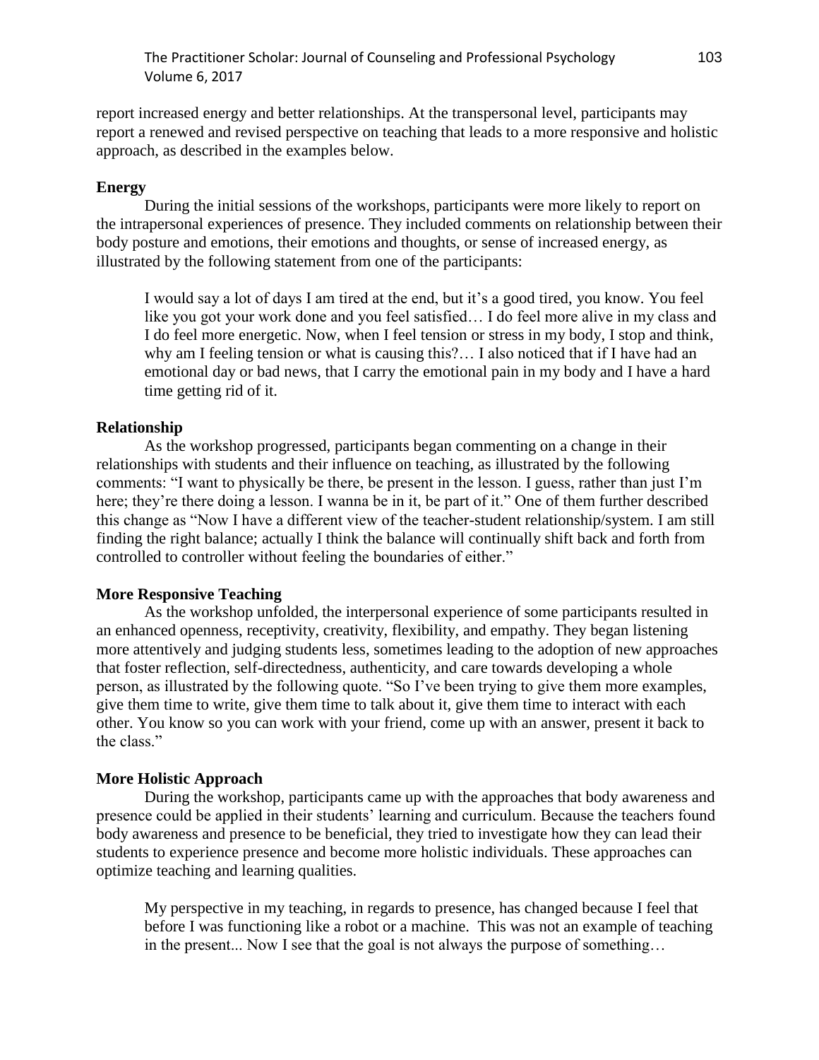report increased energy and better relationships. At the transpersonal level, participants may report a renewed and revised perspective on teaching that leads to a more responsive and holistic approach, as described in the examples below.

### Energy

During the initial sessions of the workshops, participants were more likely to report on the intrapersonal experiences of presence. They included comments on relationship between their body posture and emotions, their emotions and thoughts, or sense of increased energy, as illustrated by the following statement from one of the participants:

> I would say a lot of days I am tired at the end, but it's a good tired, you know. You feel like you got your work done and you feel satisfied… I do feel more alive in my class and I do feel more energetic. Now, when I feel tension or stress in my body, I stop and think, why am I feeling tension or what is causing this?… I also noticed that if I have had an emotional day or bad news, that I carry the emotional pain in my body and I have a hard time getting rid of it.

### Relationship

As the workshop progressed, participants began commenting on a change in their relationships with students and their influence on teaching, as illustrated by the following comments: "I want to physically be there, be present in the lesson. I guess, rather than just I'm here; they're there doing a lesson. I wanna be in it, be part of it." One of them further described this change as "Now I have a different view of the teacher-student relationship/system. I am still finding the right balance; actually I think the balance will continually shift back and forth from controlled to controller without feeling the boundaries of either."

### More Responsive Teaching

As the workshop unfolded, the interpersonal experience of some participants resulted in an enhanced openness, receptivity, creativity, flexibility, and empathy. They began listening more attentively and judging students less, sometimes leading to the adoption of new approaches that foster reflection, self-directedness, authenticity, and care towards developing a whole person, as illustrated by the following quote. "So I've been trying to give them more examples, give them time to write, give them time to talk about it, give them time to interact with each other. You know so you can work with your friend, come up with an answer, present it back to the class."

### More Holistic Approach

During the workshop, participants came up with the approaches that body awareness and presence could be applied in their students' learning and curriculum. Because the teachers found body awareness and presence to be beneficial, they tried to investigate how they can lead their students to experience presence and become more holistic individuals. These approaches can optimize teaching and learning qualities.

> My perspective in my teaching, in regards to presence, has changed because I feel that before I was functioning like a robot or a machine. This was not an example of teaching in the present... Now I see that the goal is not always the purpose of something…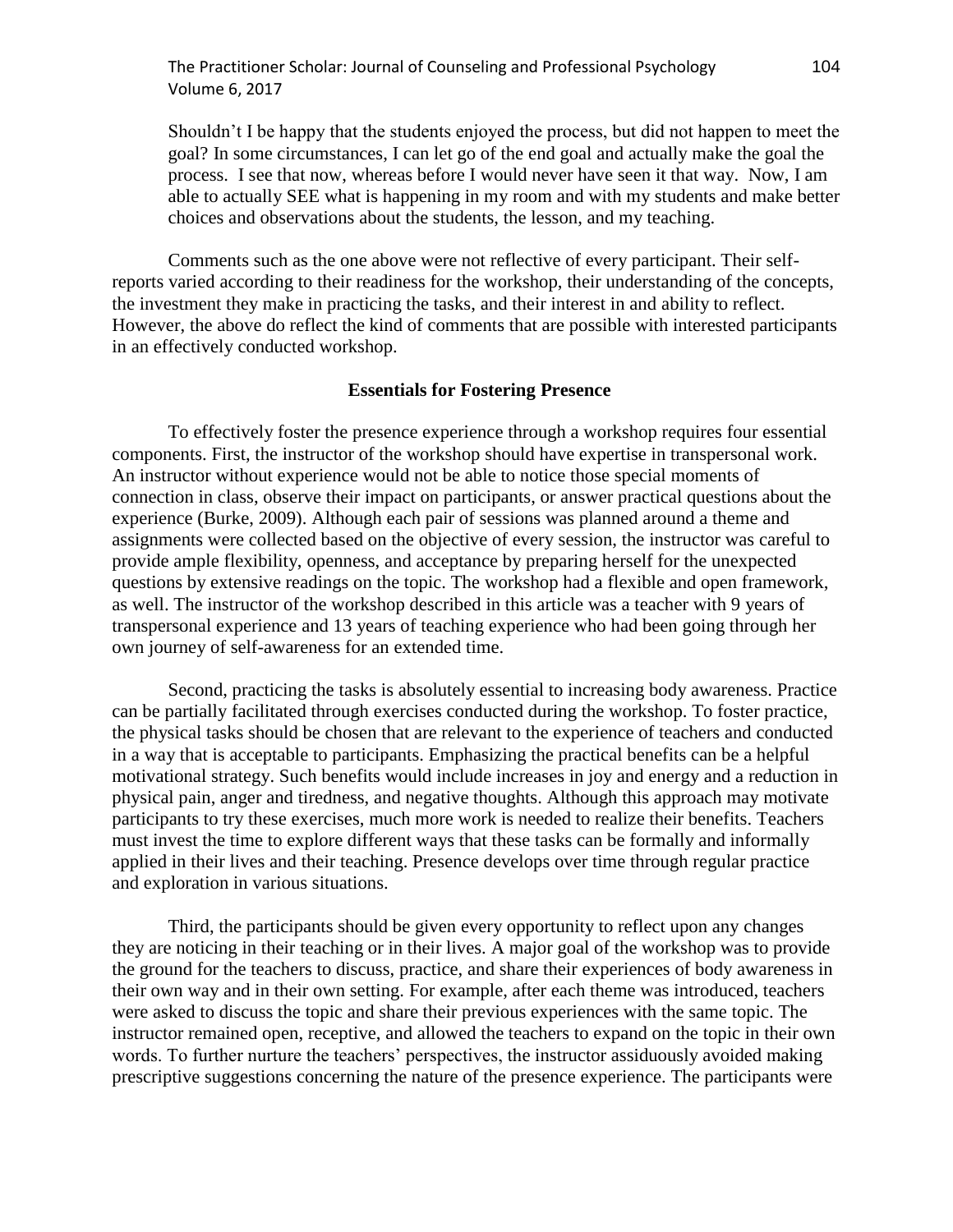> Shouldn't I be happy that the students enjoyed the process, but did not happen to meet the goal? In some circumstances, I can let go of the end goal and actually make the goal the process. I see that now, whereas before I would never have seen it that way. Now, I am able to actually SEE what is happening in my room and with my students and make better choices and observations about the students, the lesson, and my teaching.

Comments such as the one above were not reflective of every participant. Their self-reports varied according to their readiness for the workshop, their understanding of the concepts, the investment they make in practicing the tasks, and their interest in and ability to reflect. However, the above do reflect the kind of comments that are possible with interested participants in an effectively conducted workshop.

## Essentials for Fostering Presence

To effectively foster the presence experience through a workshop requires four essential components. First, the instructor of the workshop should have expertise in transpersonal work. An instructor without experience would not be able to notice those special moments of connection in class, observe their impact on participants, or answer practical questions about the experience (Burke, 2009). Although each pair of sessions was planned around a theme and assignments were collected based on the objective of every session, the instructor was careful to provide ample flexibility, openness, and acceptance by preparing herself for the unexpected questions by extensive readings on the topic. The workshop had a flexible and open framework, as well. The instructor of the workshop described in this article was a teacher with 9 years of transpersonal experience and 13 years of teaching experience who had been going through her own journey of self-awareness for an extended time.

Second, practicing the tasks is absolutely essential to increasing body awareness. Practice can be partially facilitated through exercises conducted during the workshop. To foster practice, the physical tasks should be chosen that are relevant to the experience of teachers and conducted in a way that is acceptable to participants. Emphasizing the practical benefits can be a helpful motivational strategy. Such benefits would include increases in joy and energy and a reduction in physical pain, anger and tiredness, and negative thoughts. Although this approach may motivate participants to try these exercises, much more work is needed to realize their benefits. Teachers must invest the time to explore different ways that these tasks can be formally and informally applied in their lives and their teaching. Presence develops over time through regular practice and exploration in various situations.

Third, the participants should be given every opportunity to reflect upon any changes they are noticing in their teaching or in their lives. A major goal of the workshop was to provide the ground for the teachers to discuss, practice, and share their experiences of body awareness in their own way and in their own setting. For example, after each theme was introduced, teachers were asked to discuss the topic and share their previous experiences with the same topic. The instructor remained open, receptive, and allowed the teachers to expand on the topic in their own words. To further nurture the teachers' perspectives, the instructor assiduously avoided making prescriptive suggestions concerning the nature of the presence experience. The participants were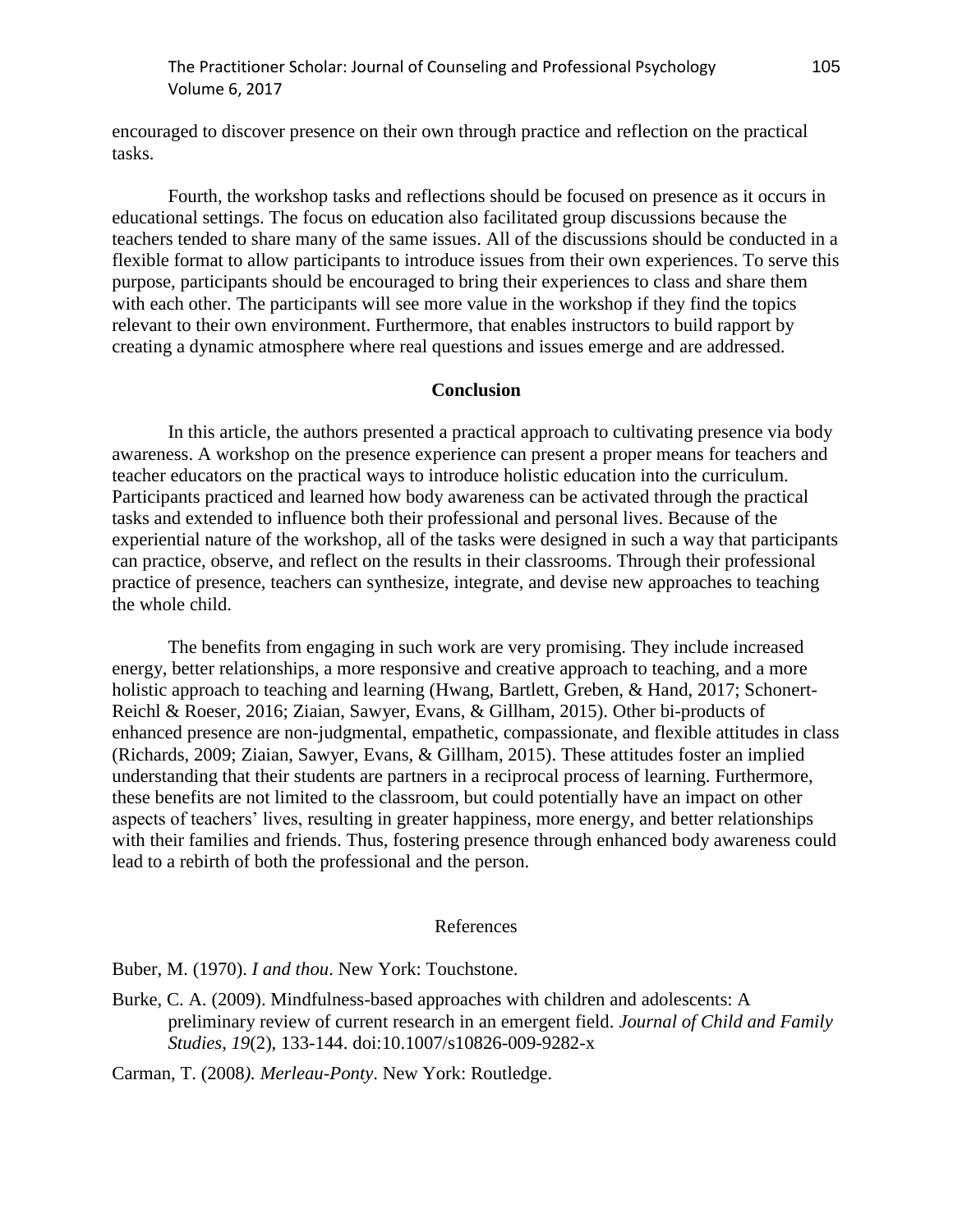encouraged to discover presence on their own through practice and reflection on the practical tasks.

Fourth, the workshop tasks and reflections should be focused on presence as it occurs in educational settings. The focus on education also facilitated group discussions because the teachers tended to share many of the same issues. All of the discussions should be conducted in a flexible format to allow participants to introduce issues from their own experiences. To serve this purpose, participants should be encouraged to bring their experiences to class and share them with each other. The participants will see more value in the workshop if they find the topics relevant to their own environment. Furthermore, that enables instructors to build rapport by creating a dynamic atmosphere where real questions and issues emerge and are addressed.

## Conclusion

In this article, the authors presented a practical approach to cultivating presence via body awareness. A workshop on the presence experience can present a proper means for teachers and teacher educators on the practical ways to introduce holistic education into the curriculum. Participants practiced and learned how body awareness can be activated through the practical tasks and extended to influence both their professional and personal lives. Because of the experiential nature of the workshop, all of the tasks were designed in such a way that participants can practice, observe, and reflect on the results in their classrooms. Through their professional practice of presence, teachers can synthesize, integrate, and devise new approaches to teaching the whole child.

The benefits from engaging in such work are very promising. They include increased energy, better relationships, a more responsive and creative approach to teaching, and a more holistic approach to teaching and learning (Hwang, Bartlett, Greben, & Hand, 2017; Schonert-Reichl & Roeser, 2016; Ziaian, Sawyer, Evans, & Gillham, 2015). Other bi-products of enhanced presence are non-judgmental, empathetic, compassionate, and flexible attitudes in class (Richards, 2009; Ziaian, Sawyer, Evans, & Gillham, 2015). These attitudes foster an implied understanding that their students are partners in a reciprocal process of learning. Furthermore, these benefits are not limited to the classroom, but could potentially have an impact on other aspects of teachers' lives, resulting in greater happiness, more energy, and better relationships with their families and friends. Thus, fostering presence through enhanced body awareness could lead to a rebirth of both the professional and the person.

## References

Buber, M. (1970). *I and thou*. New York: Touchstone.

Burke, C. A. (2009). Mindfulness-based approaches with children and adolescents: A preliminary review of current research in an emergent field. *Journal of Child and Family Studies*, *19*(2), 133-144. doi:10.1007/s10826-009-9282-x

Carman, T. (2008). *Merleau-Ponty*. New York: Routledge.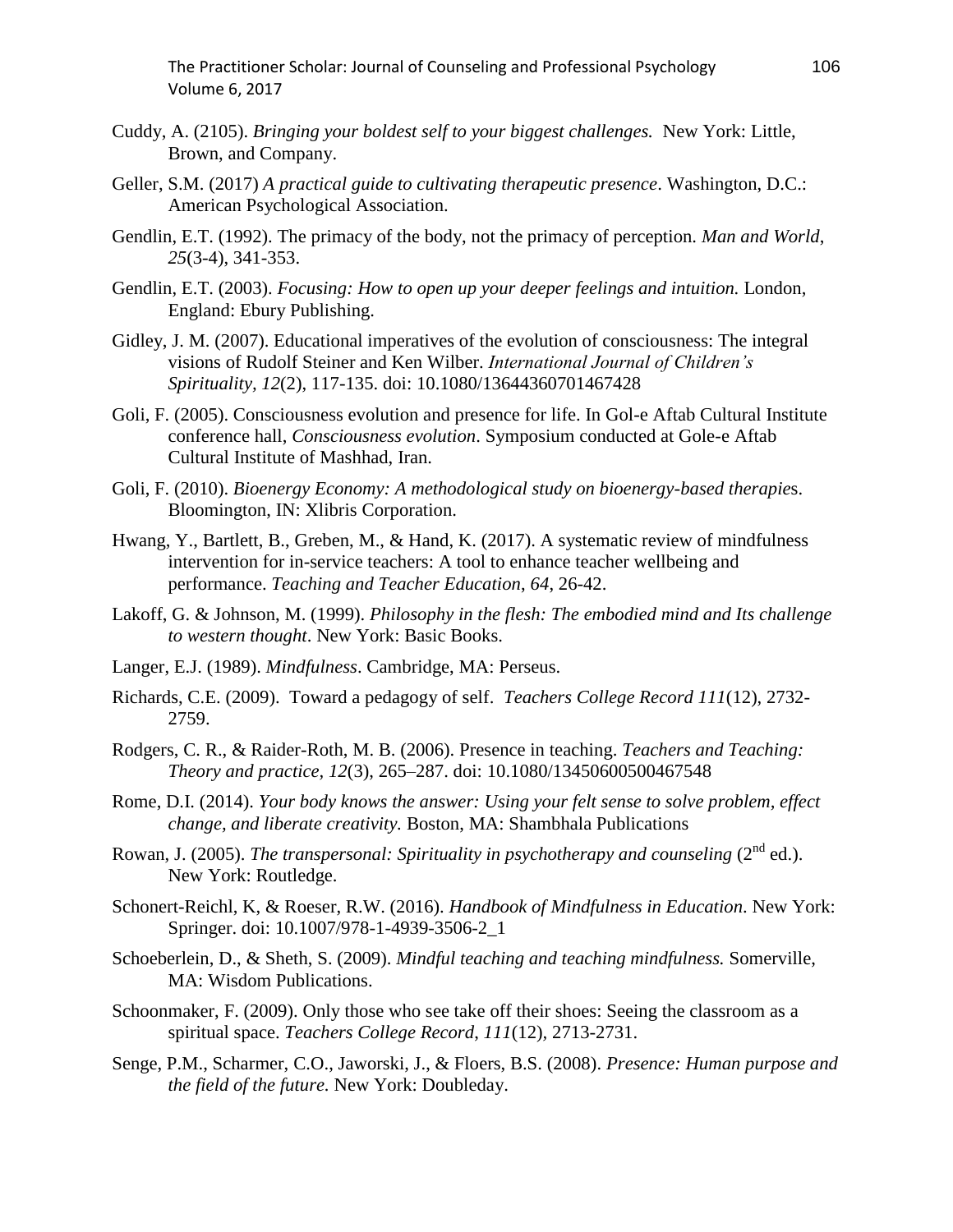Cuddy, A. (2105). *Bringing your boldest self to your biggest challenges.* New York: Little, Brown, and Company.

Geller, S.M. (2017) *A practical guide to cultivating therapeutic presence*. Washington, D.C.: American Psychological Association.

Gendlin, E.T. (1992). The primacy of the body, not the primacy of perception. *Man and World*, *25*(3-4), 341-353.

Gendlin, E.T. (2003). *Focusing: How to open up your deeper feelings and intuition.* London, England: Ebury Publishing.

Gidley, J. M. (2007). Educational imperatives of the evolution of consciousness: The integral visions of Rudolf Steiner and Ken Wilber. *International Journal of Children's Spirituality*, *12*(2), 117-135. doi: 10.1080/13644360701467428

Goli, F. (2005). Consciousness evolution and presence for life. In Gol-e Aftab Cultural Institute conference hall, *Consciousness evolution*. Symposium conducted at Gole-e Aftab Cultural Institute of Mashhad, Iran.

Goli, F. (2010). *Bioenergy Economy: A methodological study on bioenergy-based therapies*. Bloomington, IN: Xlibris Corporation.

Hwang, Y., Bartlett, B., Greben, M., & Hand, K. (2017). A systematic review of mindfulness intervention for in-service teachers: A tool to enhance teacher wellbeing and performance. *Teaching and Teacher Education*, *64*, 26-42.

Lakoff, G. & Johnson, M. (1999). *Philosophy in the flesh: The embodied mind and Its challenge to western thought*. New York: Basic Books.

Langer, E.J. (1989). *Mindfulness*. Cambridge, MA: Perseus.

Richards, C.E. (2009). Toward a pedagogy of self. *Teachers College Record 111*(12), 2732-2759.

Rodgers, C. R., & Raider-Roth, M. B. (2006). Presence in teaching. *Teachers and Teaching: Theory and practice, 12*(3), 265–287. doi: 10.1080/13450600500467548

Rome, D.I. (2014). *Your body knows the answer: Using your felt sense to solve problem, effect change, and liberate creativity.* Boston, MA: Shambhala Publications

Rowan, J. (2005). *The transpersonal: Spirituality in psychotherapy and counseling* (2nd ed.). New York: Routledge.

Schonert-Reichl, K, & Roeser, R.W. (2016). *Handbook of Mindfulness in Education*. New York: Springer. doi: 10.1007/978-1-4939-3506-2_1

Schoeberlein, D., & Sheth, S. (2009). *Mindful teaching and teaching mindfulness.* Somerville, MA: Wisdom Publications.

Schoonmaker, F. (2009). Only those who see take off their shoes: Seeing the classroom as a spiritual space. *Teachers College Record*, *111*(12), 2713-2731.

Senge, P.M., Scharmer, C.O., Jaworski, J., & Floers, B.S. (2008). *Presence: Human purpose and the field of the future.* New York: Doubleday.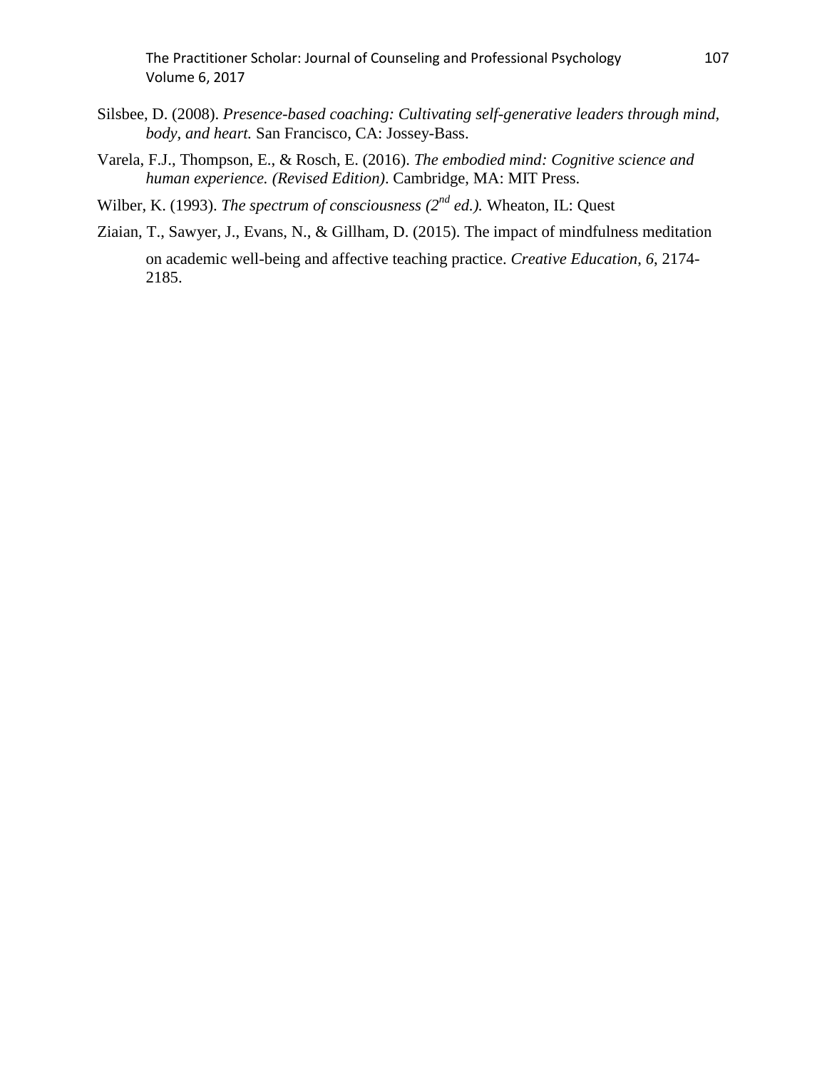Silsbee, D. (2008). *Presence-based coaching: Cultivating self-generative leaders through mind, body, and heart.* San Francisco, CA: Jossey-Bass.

Varela, F.J., Thompson, E., & Rosch, E. (2016). *The embodied mind: Cognitive science and human experience. (Revised Edition)*. Cambridge, MA: MIT Press.

Wilber, K. (1993). *The spectrum of consciousness (2nd ed.).* Wheaton, IL: Quest

Ziaian, T., Sawyer, J., Evans, N., & Gillham, D. (2015). The impact of mindfulness meditation on academic well-being and affective teaching practice. *Creative Education*, *6*, 2174-2185.